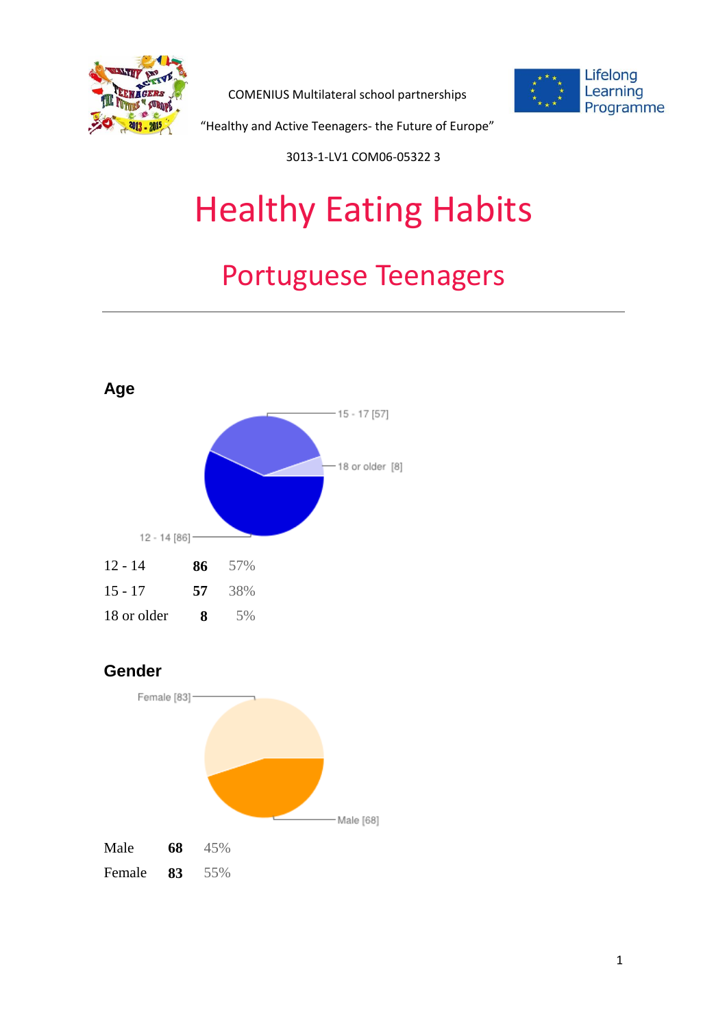COMENIUS Multilateral school partnerships

"Healthy and Active Teenagers- the Future of Europe"

3013-1-LV1 COM06-05322 3

# Healthy Eating Habits

## Portuguese Teenagers

---

### Age

15 - 17 [57]

18 or older [8]

12 - 14 [86]

| | | |
|---|---|---|
| 12 - 14 | **86** | 57% |
| 15 - 17 | **57** | 38% |
| 18 or older | **8** | 5% |

### Gender

Female [83]

Male [68]

| | | |
|---|---|---|
| Male | **68** | 45% |
| Female | **83** | 55% |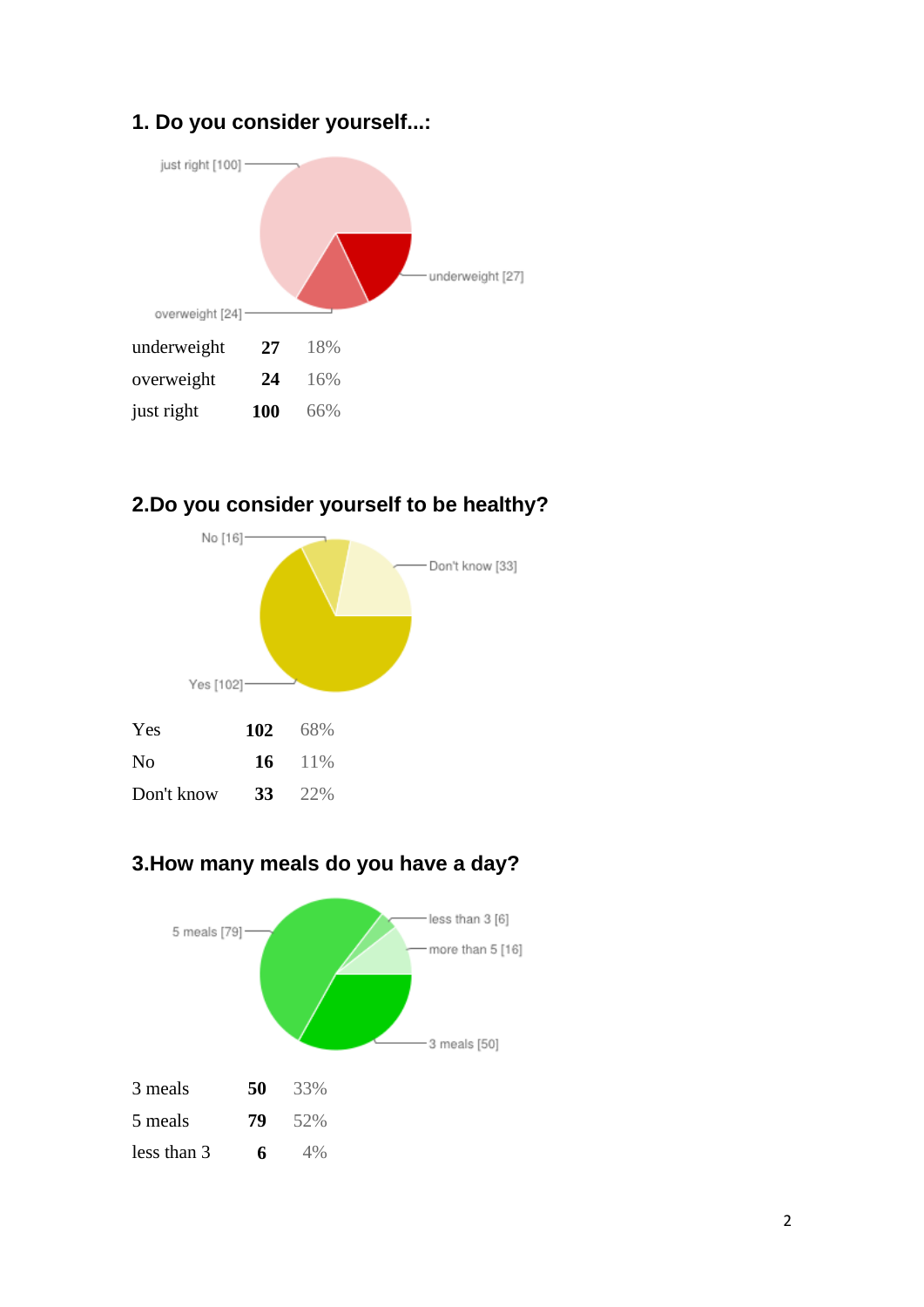## 1. Do you consider yourself...:

| | | |
|---|---|---|
| underweight | **27** | 18% |
| overweight | **24** | 16% |
| just right | **100** | 66% |

## 2.Do you consider yourself to be healthy?

| | | |
|---|---|---|
| Yes | **102** | 68% |
| No | **16** | 11% |
| Don't know | **33** | 22% |

## 3.How many meals do you have a day?

| | | |
|---|---|---|
| 3 meals | **50** | 33% |
| 5 meals | **79** | 52% |
| less than 3 | **6** | 4% |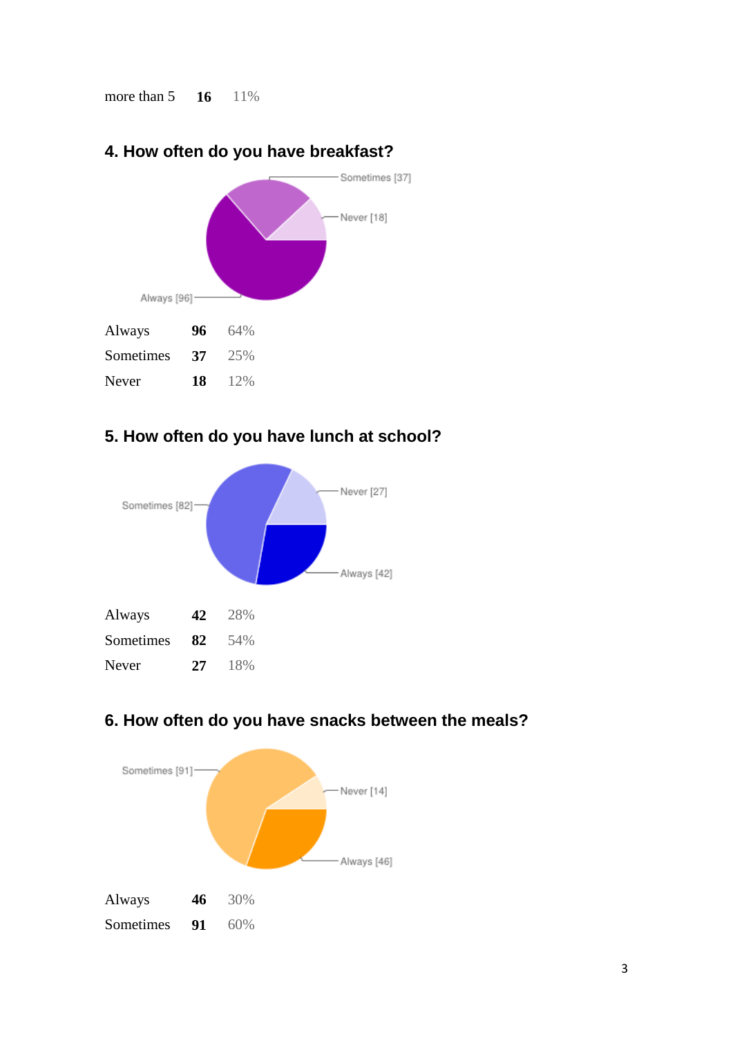| | | |
|---|---|---|
| more than 5 | **16** | 11% |

### 4. How often do you have breakfast?

| | | |
|---|---|---|
| Always | **96** | 64% |
| Sometimes | **37** | 25% |
| Never | **18** | 12% |

### 5. How often do you have lunch at school?

| | | |
|---|---|---|
| Always | **42** | 28% |
| Sometimes | **82** | 54% |
| Never | **27** | 18% |

### 6. How often do you have snacks between the meals?

| | | |
|---|---|---|
| Always | **46** | 30% |
| Sometimes | **91** | 60% |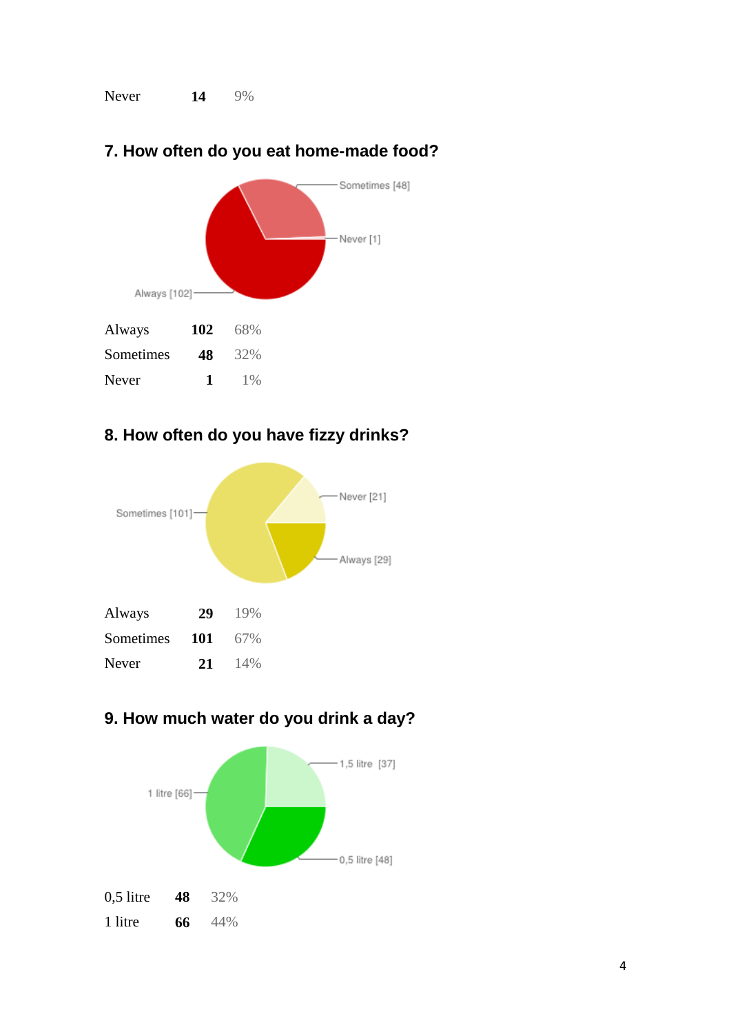| | | |
|---|---|---|
| Never | **14** | 9% |

### 7. How often do you eat home-made food?

| | | |
|---|---|---|
| Always | **102** | 68% |
| Sometimes | **48** | 32% |
| Never | **1** | 1% |

### 8. How often do you have fizzy drinks?

| | | |
|---|---|---|
| Always | **29** | 19% |
| Sometimes | **101** | 67% |
| Never | **21** | 14% |

### 9. How much water do you drink a day?

| | | |
|---|---|---|
| 0,5 litre | **48** | 32% |
| 1 litre | **66** | 44% |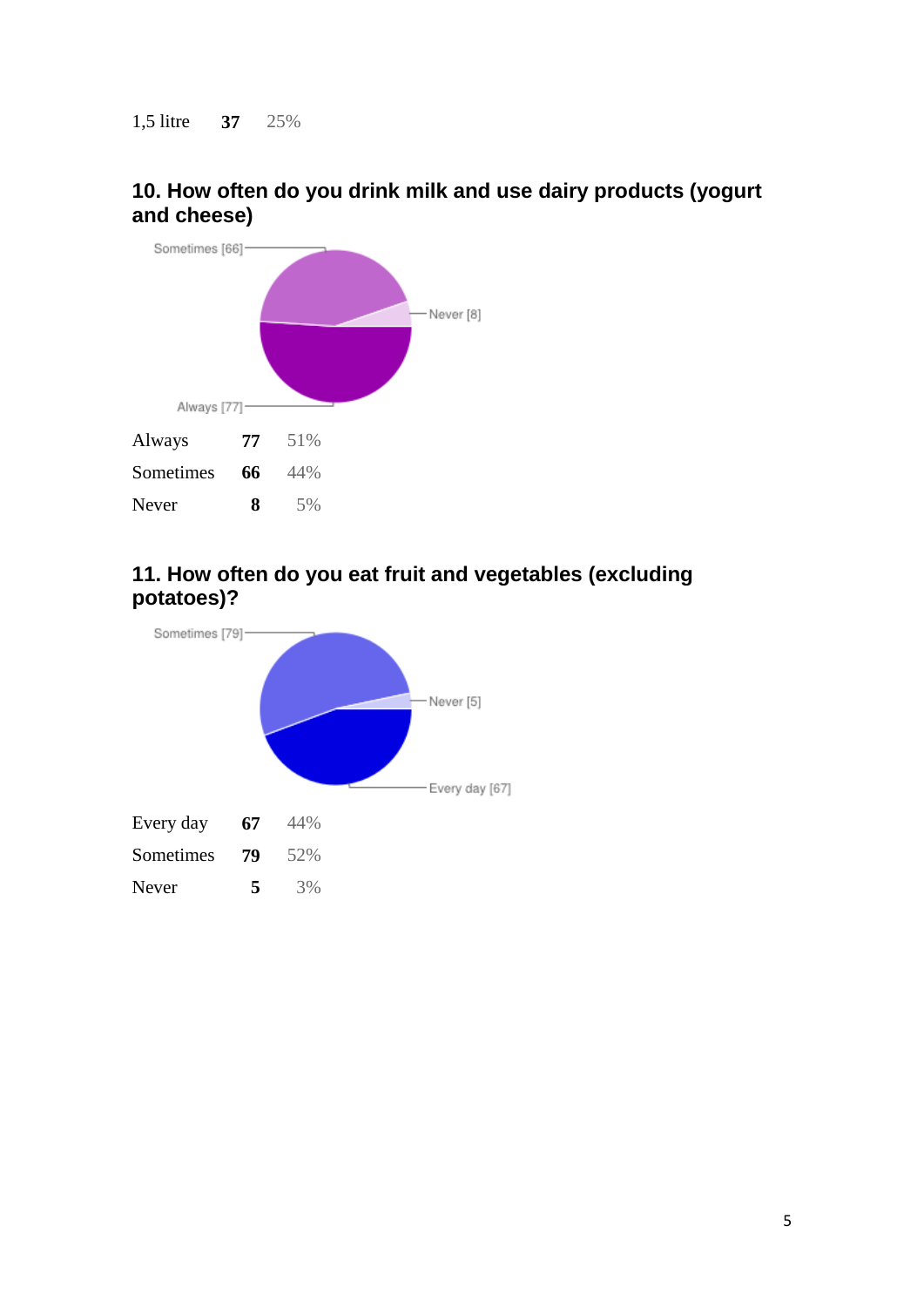| | | |
|---|---|---|
| 1,5 litre | **37** | 25% |

## 10. How often do you drink milk and use dairy products (yogurt and cheese)

| | | |
|---|---|---|
| Always | **77** | 51% |
| Sometimes | **66** | 44% |
| Never | **8** | 5% |

## 11. How often do you eat fruit and vegetables (excluding potatoes)?

| | | |
|---|---|---|
| Every day | **67** | 44% |
| Sometimes | **79** | 52% |
| Never | **5** | 3% |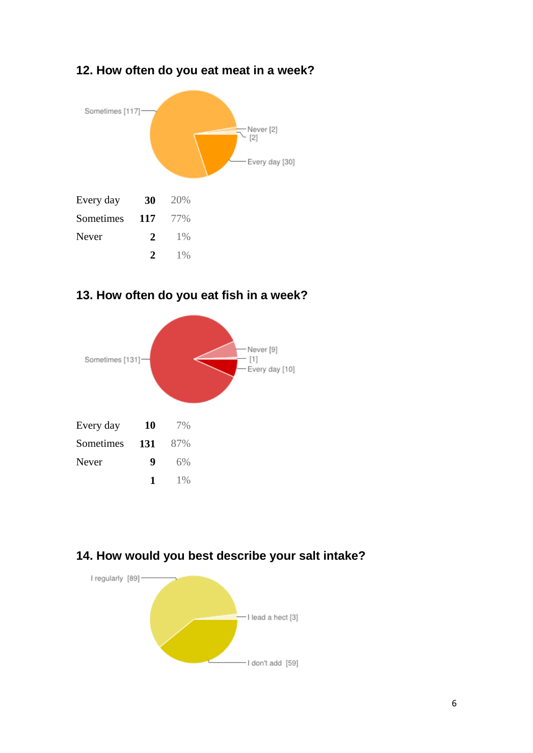## 12. How often do you eat meat in a week?

| | | |
|---|---|---|
| Every day | **30** | 20% |
| Sometimes | **117** | 77% |
| Never | **2** | 1% |
| | **2** | 1% |

## 13. How often do you eat fish in a week?

| | | |
|---|---|---|
| Every day | **10** | 7% |
| Sometimes | **131** | 87% |
| Never | **9** | 6% |
| | **1** | 1% |

## 14. How would you best describe your salt intake?

I regularly [89]

I lead a hect [3]

I don't add [59]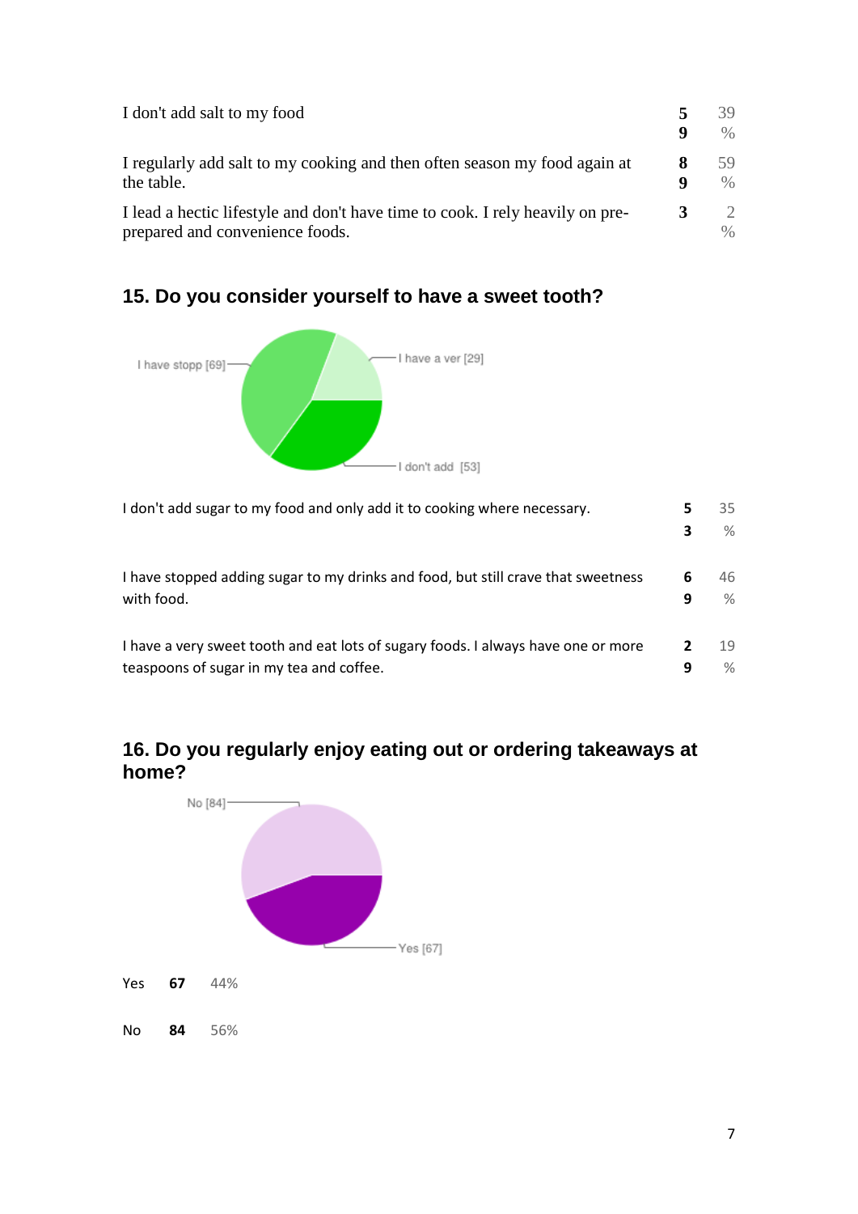| | | |
|---|---|---|
| I don't add salt to my food | **59** | 39 % |
| I regularly add salt to my cooking and then often season my food again at the table. | **89** | 59 % |
| I lead a hectic lifestyle and don't have time to cook. I rely heavily on pre-prepared and convenience foods. | **3** | 2 % |

## 15. Do you consider yourself to have a sweet tooth?

| | | |
|---|---|---|
| I don't add sugar to my food and only add it to cooking where necessary. | **53** | 35 % |
| I have stopped adding sugar to my drinks and food, but still crave that sweetness with food. | **69** | 46 % |
| I have a very sweet tooth and eat lots of sugary foods. I always have one or more teaspoons of sugar in my tea and coffee. | **29** | 19 % |

## 16. Do you regularly enjoy eating out or ordering takeaways at home?

| | | |
|---|---|---|
| Yes | **67** | 44% |
| No | **84** | 56% |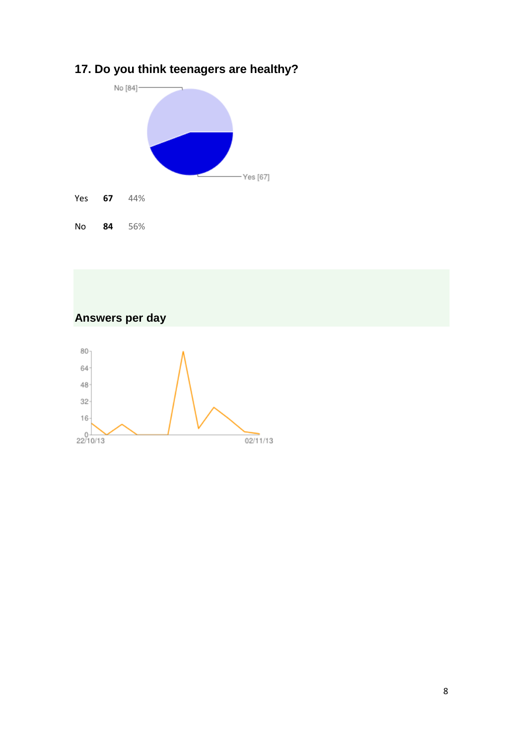## 17. Do you think teenagers are healthy?

No [84]

Yes [67]

| | | |
|---|---|---|
| Yes | **67** | 44% |
| No | **84** | 56% |

## Answers per day

80
64
48
32
16
0
22/10/13
02/11/13